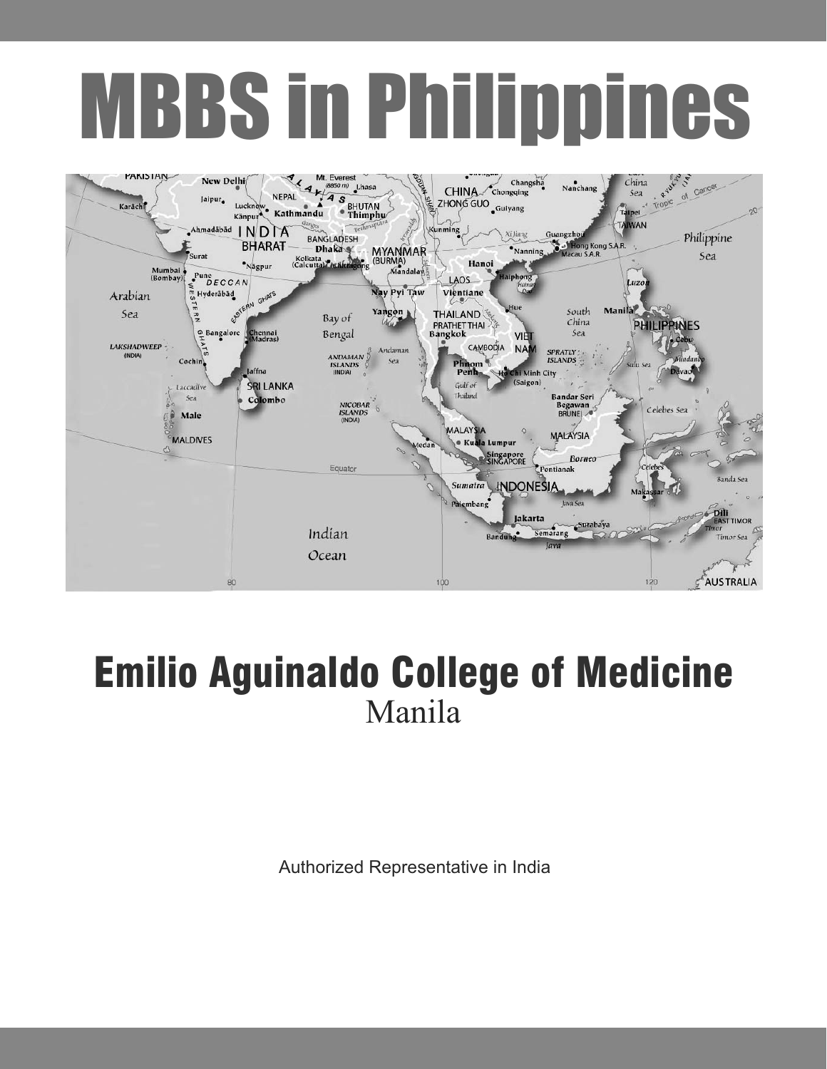# MBBS in Philippines

## Emilio Aguinaldo College of Medicine

Manila

Authorized Representative in India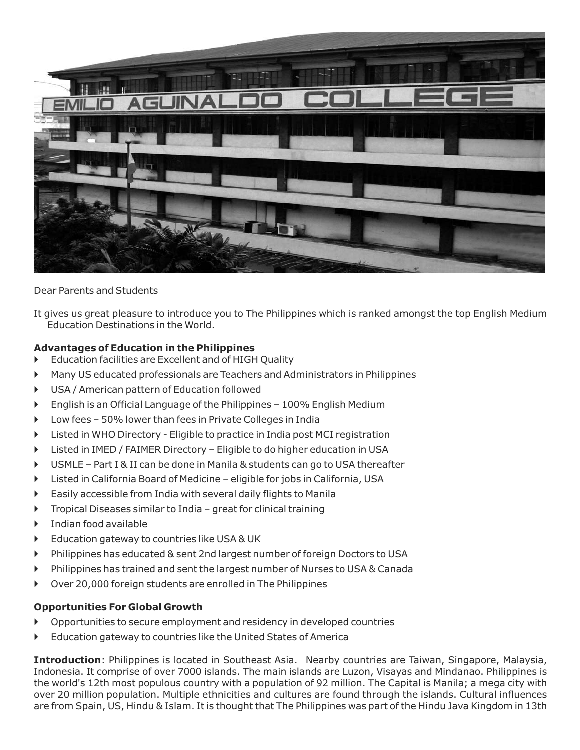Dear Parents and Students

It gives us great pleasure to introduce you to The Philippines which is ranked amongst the top English Medium Education Destinations in the World.

**Advantages of Education in the Philippines**

- Education facilities are Excellent and of HIGH Quality
- Many US educated professionals are Teachers and Administrators in Philippines
- USA / American pattern of Education followed
- English is an Official Language of the Philippines – 100% English Medium
- Low fees – 50% lower than fees in Private Colleges in India
- Listed in WHO Directory - Eligible to practice in India post MCI registration
- Listed in IMED / FAIMER Directory – Eligible to do higher education in USA
- USMLE – Part I & II can be done in Manila & students can go to USA thereafter
- Listed in California Board of Medicine – eligible for jobs in California, USA
- Easily accessible from India with several daily flights to Manila
- Tropical Diseases similar to India – great for clinical training
- Indian food available
- Education gateway to countries like USA & UK
- Philippines has educated & sent 2nd largest number of foreign Doctors to USA
- Philippines has trained and sent the largest number of Nurses to USA & Canada
- Over 20,000 foreign students are enrolled in The Philippines

**Opportunities For Global Growth**

- Opportunities to secure employment and residency in developed countries
- Education gateway to countries like the United States of America

**Introduction**: Philippines is located in Southeast Asia. Nearby countries are Taiwan, Singapore, Malaysia, Indonesia. It comprise of over 7000 islands. The main islands are Luzon, Visayas and Mindanao. Philippines is the world's 12th most populous country with a population of 92 million. The Capital is Manila; a mega city with over 20 million population. Multiple ethnicities and cultures are found through the islands. Cultural influences are from Spain, US, Hindu & Islam. It is thought that The Philippines was part of the Hindu Java Kingdom in 13th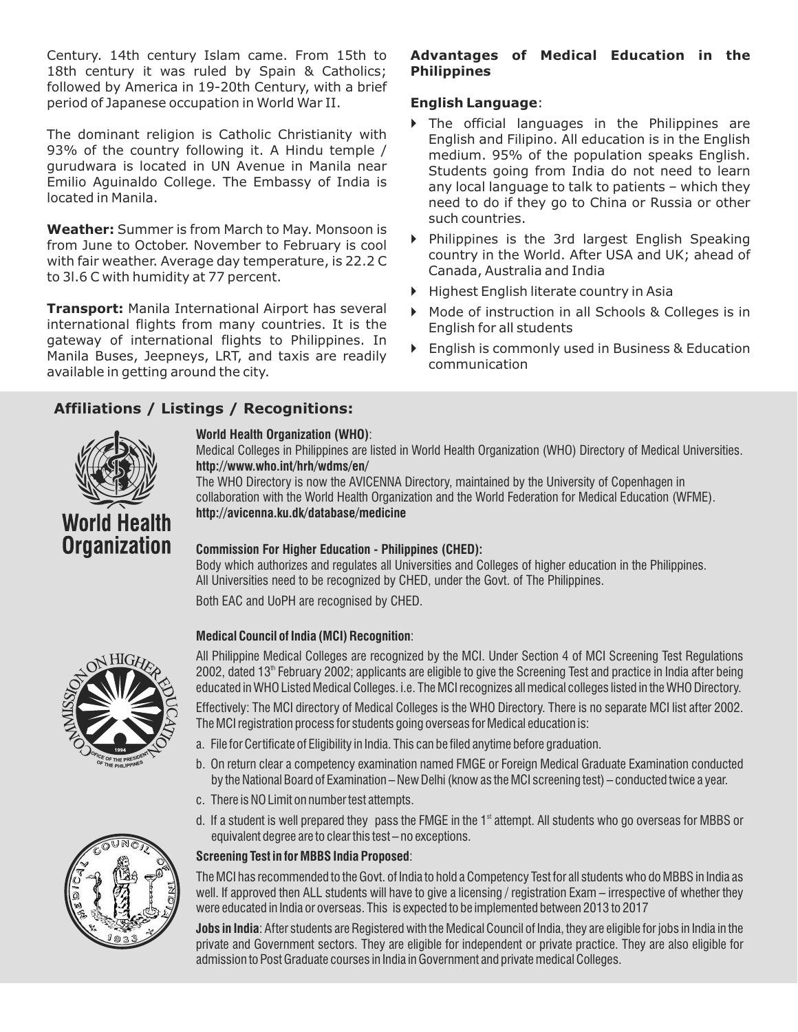Century. 14th century Islam came. From 15th to 18th century it was ruled by Spain & Catholics; followed by America in 19-20th Century, with a brief period of Japanese occupation in World War II.

The dominant religion is Catholic Christianity with 93% of the country following it. A Hindu temple / gurudwara is located in UN Avenue in Manila near Emilio Aguinaldo College. The Embassy of India is located in Manila.

**Weather:** Summer is from March to May. Monsoon is from June to October. November to February is cool with fair weather. Average day temperature, is 22.2 C to 3l.6 C with humidity at 77 percent.

**Transport:** Manila International Airport has several international flights from many countries. It is the gateway of international flights to Philippines. In Manila Buses, Jeepneys, LRT, and taxis are readily available in getting around the city.

### Advantages of Medical Education in the Philippines

**English Language**:

- The official languages in the Philippines are English and Filipino. All education is in the English medium. 95% of the population speaks English. Students going from India do not need to learn any local language to talk to patients – which they need to do if they go to China or Russia or other such countries.
- Philippines is the 3rd largest English Speaking country in the World. After USA and UK; ahead of Canada, Australia and India
- Highest English literate country in Asia
- Mode of instruction in all Schools & Colleges is in English for all students
- English is commonly used in Business & Education communication

## Affiliations / Listings / Recognitions:

**World Health Organization (WHO)**:

Medical Colleges in Philippines are listed in World Health Organization (WHO) Directory of Medical Universities.
**http://www.who.int/hrh/wdms/en/**

The WHO Directory is now the AVICENNA Directory, maintained by the University of Copenhagen in collaboration with the World Health Organization and the World Federation for Medical Education (WFME).
**http://avicenna.ku.dk/database/medicine**

**Commission For Higher Education - Philippines (CHED):**

Body which authorizes and regulates all Universities and Colleges of higher education in the Philippines. All Universities need to be recognized by CHED, under the Govt. of The Philippines.

Both EAC and UoPH are recognised by CHED.

**Medical Council of India (MCI) Recognition**:

All Philippine Medical Colleges are recognized by the MCI. Under Section 4 of MCI Screening Test Regulations 2002, dated 13th February 2002; applicants are eligible to give the Screening Test and practice in India after being educated in WHO Listed Medical Colleges. i.e. The MCI recognizes all medical colleges listed in the WHO Directory.

Effectively: The MCI directory of Medical Colleges is the WHO Directory. There is no separate MCI list after 2002. The MCI registration process for students going overseas for Medical education is:

a. File for Certificate of Eligibility in India. This can be filed anytime before graduation.

b. On return clear a competency examination named FMGE or Foreign Medical Graduate Examination conducted by the National Board of Examination – New Delhi (know as the MCI screening test) – conducted twice a year.

c. There is NO Limit on number test attempts.

d. If a student is well prepared they pass the FMGE in the 1st attempt. All students who go overseas for MBBS or equivalent degree are to clear this test – no exceptions.

**Screening Test in for MBBS India Proposed**:

The MCI has recommended to the Govt. of India to hold a Competency Test for all students who do MBBS in India as well. If approved then ALL students will have to give a licensing / registration Exam – irrespective of whether they were educated in India or overseas. This is expected to be implemented between 2013 to 2017

**Jobs in India**: After students are Registered with the Medical Council of India, they are eligible for jobs in India in the private and Government sectors. They are eligible for independent or private practice. They are also eligible for admission to Post Graduate courses in India in Government and private medical Colleges.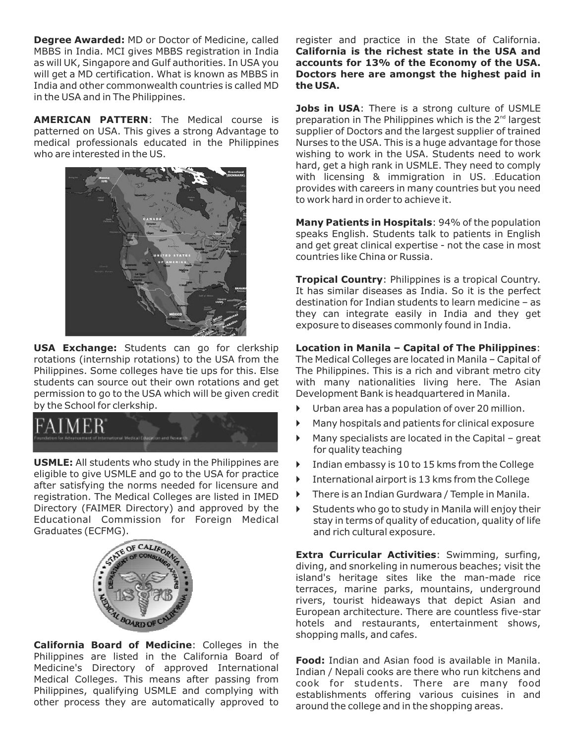**Degree Awarded:** MD or Doctor of Medicine, called MBBS in India. MCI gives MBBS registration in India as will UK, Singapore and Gulf authorities. In USA you will get a MD certification. What is known as MBBS in India and other commonwealth countries is called MD in the USA and in The Philippines.

**AMERICAN PATTERN**: The Medical course is patterned on USA. This gives a strong Advantage to medical professionals educated in the Philippines who are interested in the US.

**USA Exchange:** Students can go for clerkship rotations (internship rotations) to the USA from the Philippines. Some colleges have tie ups for this. Else students can source out their own rotations and get permission to go to the USA which will be given credit by the School for clerkship.

**USMLE:** All students who study in the Philippines are eligible to give USMLE and go to the USA for practice after satisfying the norms needed for licensure and registration. The Medical Colleges are listed in IMED Directory (FAIMER Directory) and approved by the Educational Commission for Foreign Medical Graduates (ECFMG).

**California Board of Medicine**: Colleges in the Philippines are listed in the California Board of Medicine's Directory of approved International Medical Colleges. This means after passing from Philippines, qualifying USMLE and complying with other process they are automatically approved to register and practice in the State of California. **California is the richest state in the USA and accounts for 13% of the Economy of the USA. Doctors here are amongst the highest paid in the USA.**

**Jobs in USA**: There is a strong culture of USMLE preparation in The Philippines which is the 2nd largest supplier of Doctors and the largest supplier of trained Nurses to the USA. This is a huge advantage for those wishing to work in the USA. Students need to work hard, get a high rank in USMLE. They need to comply with licensing & immigration in US. Education provides with careers in many countries but you need to work hard in order to achieve it.

**Many Patients in Hospitals**: 94% of the population speaks English. Students talk to patients in English and get great clinical expertise - not the case in most countries like China or Russia.

**Tropical Country**: Philippines is a tropical Country. It has similar diseases as India. So it is the perfect destination for Indian students to learn medicine – as they can integrate easily in India and they get exposure to diseases commonly found in India.

**Location in Manila – Capital of The Philippines**: The Medical Colleges are located in Manila – Capital of The Philippines. This is a rich and vibrant metro city with many nationalities living here. The Asian Development Bank is headquartered in Manila.

- Urban area has a population of over 20 million.
- Many hospitals and patients for clinical exposure
- Many specialists are located in the Capital – great for quality teaching
- Indian embassy is 10 to 15 kms from the College
- International airport is 13 kms from the College
- There is an Indian Gurdwara / Temple in Manila.
- Students who go to study in Manila will enjoy their stay in terms of quality of education, quality of life and rich cultural exposure.

**Extra Curricular Activities**: Swimming, surfing, diving, and snorkeling in numerous beaches; visit the island's heritage sites like the man-made rice terraces, marine parks, mountains, underground rivers, tourist hideaways that depict Asian and European architecture. There are countless five-star hotels and restaurants, entertainment shows, shopping malls, and cafes.

**Food:** Indian and Asian food is available in Manila. Indian / Nepali cooks are there who run kitchens and cook for students. There are many food establishments offering various cuisines in and around the college and in the shopping areas.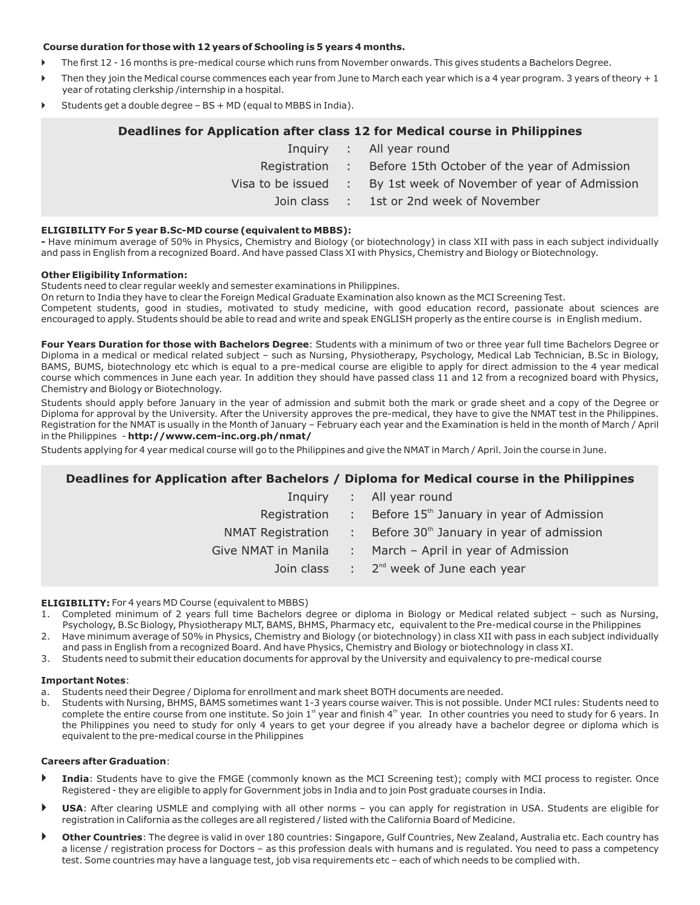**Course duration for those with 12 years of Schooling is 5 years 4 months.**

- The first 12 - 16 months is pre-medical course which runs from November onwards. This gives students a Bachelors Degree.
- Then they join the Medical course commences each year from June to March each year which is a 4 year program. 3 years of theory + 1 year of rotating clerkship /internship in a hospital.
- Students get a double degree – BS + MD (equal to MBBS in India).

### Deadlines for Application after class 12 for Medical course in Philippines

| | | |
|---|---|---|
| Inquiry | : | All year round |
| Registration | : | Before 15th October of the year of Admission |
| Visa to be issued | : | By 1st week of November of year of Admission |
| Join class | : | 1st or 2nd week of November |

**ELIGIBILITY For 5 year B.Sc-MD course (equivalent to MBBS):**

**-** Have minimum average of 50% in Physics, Chemistry and Biology (or biotechnology) in class XII with pass in each subject individually and pass in English from a recognized Board. And have passed Class XI with Physics, Chemistry and Biology or Biotechnology.

**Other Eligibility Information:**

Students need to clear regular weekly and semester examinations in Philippines.

On return to India they have to clear the Foreign Medical Graduate Examination also known as the MCI Screening Test.

Competent students, good in studies, motivated to study medicine, with good education record, passionate about sciences are encouraged to apply. Students should be able to read and write and speak ENGLISH properly as the entire course is in English medium.

**Four Years Duration for those with Bachelors Degree**: Students with a minimum of two or three year full time Bachelors Degree or Diploma in a medical or medical related subject – such as Nursing, Physiotherapy, Psychology, Medical Lab Technician, B.Sc in Biology, BAMS, BUMS, biotechnology etc which is equal to a pre-medical course are eligible to apply for direct admission to the 4 year medical course which commences in June each year. In addition they should have passed class 11 and 12 from a recognized board with Physics, Chemistry and Biology or Biotechnology.

Students should apply before January in the year of admission and submit both the mark or grade sheet and a copy of the Degree or Diploma for approval by the University. After the University approves the pre-medical, they have to give the NMAT test in the Philippines. Registration for the NMAT is usually in the Month of January – February each year and the Examination is held in the month of March / April in the Philippines - **http://www.cem-inc.org.ph/nmat/**

Students applying for 4 year medical course will go to the Philippines and give the NMAT in March / April. Join the course in June.

### Deadlines for Application after Bachelors / Diploma for Medical course in the Philippines

| | | |
|---|---|---|
| Inquiry | : | All year round |
| Registration | : | Before 15th January in year of Admission |
| NMAT Registration | : | Before 30th January in year of admission |
| Give NMAT in Manila | : | March – April in year of Admission |
| Join class | : | 2nd week of June each year |

**ELIGIBILITY:** For 4 years MD Course (equivalent to MBBS)

1. Completed minimum of 2 years full time Bachelors degree or diploma in Biology or Medical related subject – such as Nursing, Psychology, B.Sc Biology, Physiotherapy MLT, BAMS, BHMS, Pharmacy etc, equivalent to the Pre-medical course in the Philippines
2. Have minimum average of 50% in Physics, Chemistry and Biology (or biotechnology) in class XII with pass in each subject individually and pass in English from a recognized Board. And have Physics, Chemistry and Biology or biotechnology in class XI.
3. Students need to submit their education documents for approval by the University and equivalency to pre-medical course

**Important Notes**:

a. Students need their Degree / Diploma for enrollment and mark sheet BOTH documents are needed.

b. Students with Nursing, BHMS, BAMS sometimes want 1-3 years course waiver. This is not possible. Under MCI rules: Students need to complete the entire course from one institute. So join 1st year and finish 4th year. In other countries you need to study for 6 years. In the Philippines you need to study for only 4 years to get your degree if you already have a bachelor degree or diploma which is equivalent to the pre-medical course in the Philippines

**Careers after Graduation**:

- **India**: Students have to give the FMGE (commonly known as the MCI Screening test); comply with MCI process to register. Once Registered - they are eligible to apply for Government jobs in India and to join Post graduate courses in India.
- **USA**: After clearing USMLE and complying with all other norms – you can apply for registration in USA. Students are eligible for registration in California as the colleges are all registered / listed with the California Board of Medicine.
- **Other Countries**: The degree is valid in over 180 countries: Singapore, Gulf Countries, New Zealand, Australia etc. Each country has a license / registration process for Doctors – as this profession deals with humans and is regulated. You need to pass a competency test. Some countries may have a language test, job visa requirements etc – each of which needs to be complied with.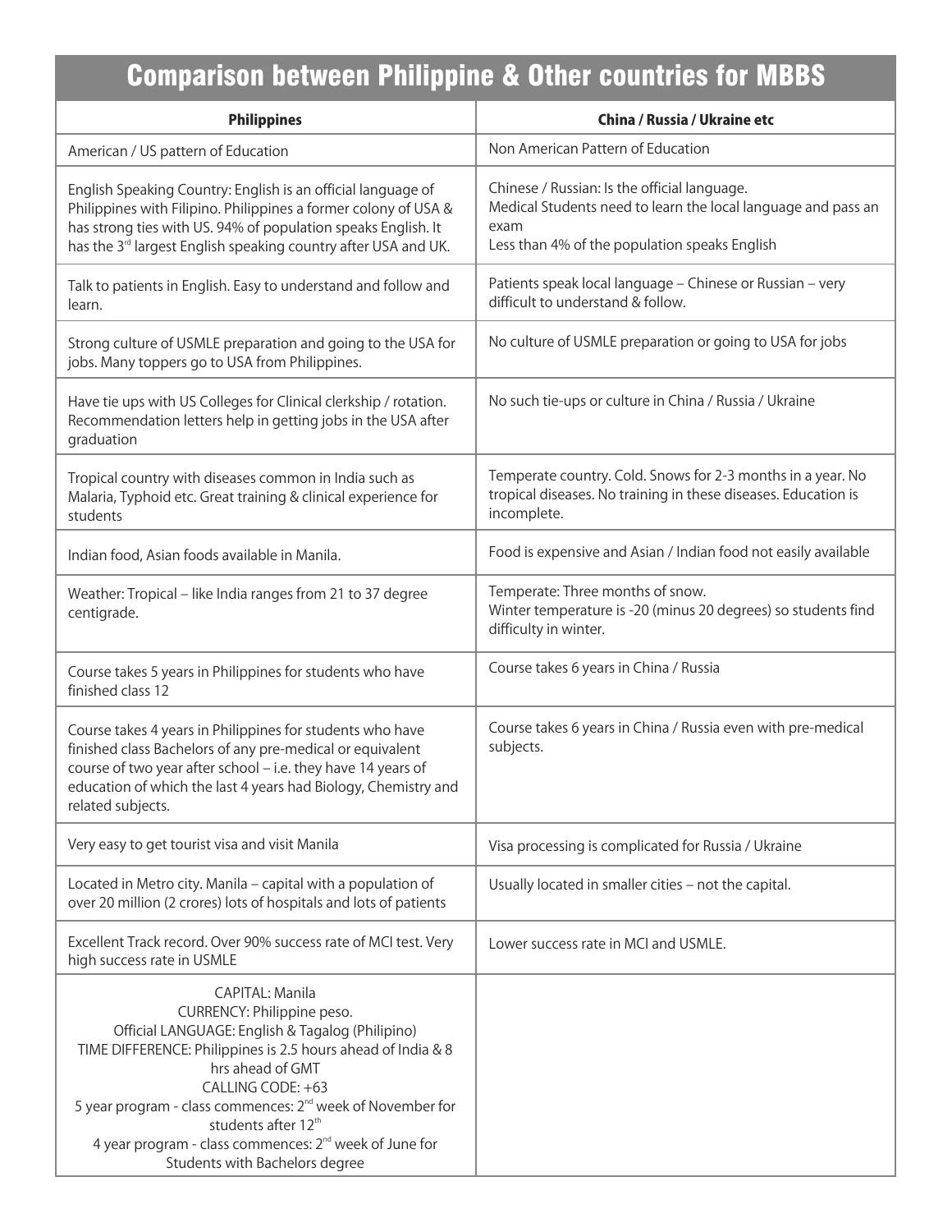# Comparison between Philippine & Other countries for MBBS

| Philippines | China / Russia / Ukraine etc |
|---|---|
| American / US pattern of Education | Non American Pattern of Education |
| English Speaking Country: English is an official language of Philippines with Filipino. Philippines a former colony of USA & has strong ties with US. 94% of population speaks English. It has the 3rd largest English speaking country after USA and UK. | Chinese / Russian: Is the official language.<br>Medical Students need to learn the local language and pass an exam<br>Less than 4% of the population speaks English |
| Talk to patients in English. Easy to understand and follow and learn. | Patients speak local language – Chinese or Russian – very difficult to understand & follow. |
| Strong culture of USMLE preparation and going to the USA for jobs. Many toppers go to USA from Philippines. | No culture of USMLE preparation or going to USA for jobs |
| Have tie ups with US Colleges for Clinical clerkship / rotation. Recommendation letters help in getting jobs in the USA after graduation | No such tie-ups or culture in China / Russia / Ukraine |
| Tropical country with diseases common in India such as Malaria, Typhoid etc. Great training & clinical experience for students | Temperate country. Cold. Snows for 2-3 months in a year. No tropical diseases. No training in these diseases. Education is incomplete. |
| Indian food, Asian foods available in Manila. | Food is expensive and Asian / Indian food not easily available |
| Weather: Tropical – like India ranges from 21 to 37 degree centigrade. | Temperate: Three months of snow.<br>Winter temperature is -20 (minus 20 degrees) so students find difficulty in winter. |
| Course takes 5 years in Philippines for students who have finished class 12 | Course takes 6 years in China / Russia |
| Course takes 4 years in Philippines for students who have finished class Bachelors of any pre-medical or equivalent course of two year after school – i.e. they have 14 years of education of which the last 4 years had Biology, Chemistry and related subjects. | Course takes 6 years in China / Russia even with pre-medical subjects. |
| Very easy to get tourist visa and visit Manila | Visa processing is complicated for Russia / Ukraine |
| Located in Metro city. Manila – capital with a population of over 20 million (2 crores) lots of hospitals and lots of patients | Usually located in smaller cities – not the capital. |
| Excellent Track record. Over 90% success rate of MCI test. Very high success rate in USMLE | Lower success rate in MCI and USMLE. |
| CAPITAL: Manila<br>CURRENCY: Philippine peso.<br>Official LANGUAGE: English & Tagalog (Philipino)<br>TIME DIFFERENCE: Philippines is 2.5 hours ahead of India & 8 hrs ahead of GMT<br>CALLING CODE: +63<br>5 year program - class commences: 2nd week of November for students after 12th<br>4 year program - class commences: 2nd week of June for Students with Bachelors degree | |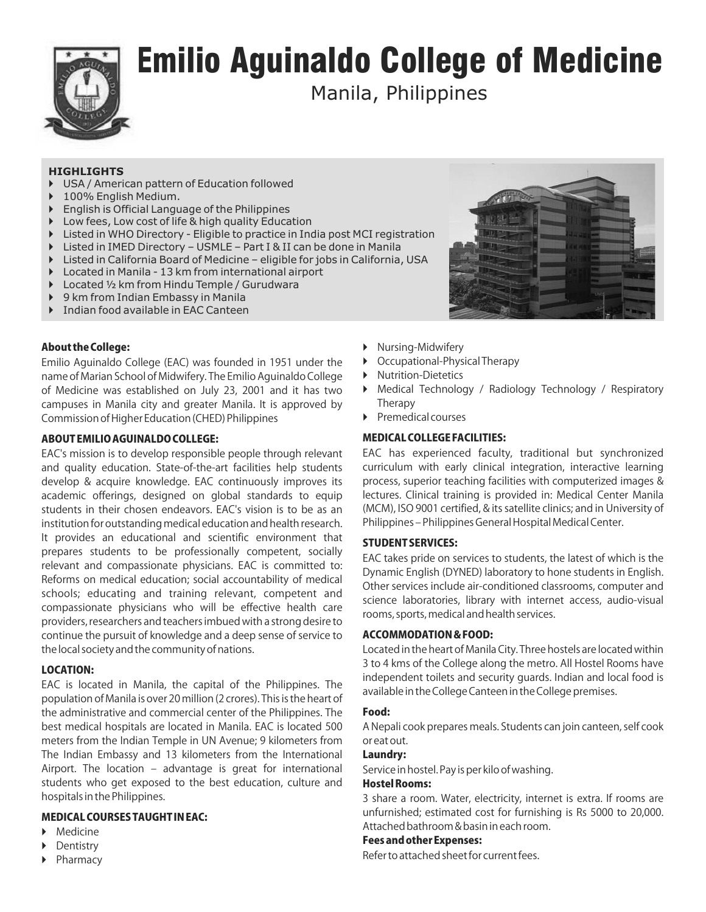# Emilio Aguinaldo College of Medicine

Manila, Philippines

#### HIGHLIGHTS

- USA / American pattern of Education followed
- 100% English Medium.
- English is Official Language of the Philippines
- Low fees, Low cost of life & high quality Education
- Listed in WHO Directory - Eligible to practice in India post MCI registration
- Listed in IMED Directory – USMLE – Part I & II can be done in Manila
- Listed in California Board of Medicine – eligible for jobs in California, USA
- Located in Manila - 13 km from international airport
- Located ½ km from Hindu Temple / Gurudwara
- 9 km from Indian Embassy in Manila
- Indian food available in EAC Canteen

#### About the College:

Emilio Aguinaldo College (EAC) was founded in 1951 under the name of Marian School of Midwifery. The Emilio Aguinaldo College of Medicine was established on July 23, 2001 and it has two campuses in Manila city and greater Manila. It is approved by Commission of Higher Education (CHED) Philippines

#### ABOUT EMILIO AGUINALDO COLLEGE:

EAC's mission is to develop responsible people through relevant and quality education. State-of-the-art facilities help students develop & acquire knowledge. EAC continuously improves its academic offerings, designed on global standards to equip students in their chosen endeavors. EAC's vision is to be as an institution for outstanding medical education and health research. It provides an educational and scientific environment that prepares students to be professionally competent, socially relevant and compassionate physicians. EAC is committed to: Reforms on medical education; social accountability of medical schools; educating and training relevant, competent and compassionate physicians who will be effective health care providers, researchers and teachers imbued with a strong desire to continue the pursuit of knowledge and a deep sense of service to the local society and the community of nations.

#### LOCATION:

EAC is located in Manila, the capital of the Philippines. The population of Manila is over 20 million (2 crores). This is the heart of the administrative and commercial center of the Philippines. The best medical hospitals are located in Manila. EAC is located 500 meters from the Indian Temple in UN Avenue; 9 kilometers from The Indian Embassy and 13 kilometers from the International Airport. The location – advantage is great for international students who get exposed to the best education, culture and hospitals in the Philippines.

#### MEDICAL COURSES TAUGHT IN EAC:

- Medicine
- Dentistry
- Pharmacy
- Nursing-Midwifery
- Occupational-Physical Therapy
- Nutrition-Dietetics
- Medical Technology / Radiology Technology / Respiratory Therapy
- Premedical courses

#### MEDICAL COLLEGE FACILITIES:

EAC has experienced faculty, traditional but synchronized curriculum with early clinical integration, interactive learning process, superior teaching facilities with computerized images & lectures. Clinical training is provided in: Medical Center Manila (MCM), ISO 9001 certified, & its satellite clinics; and in University of Philippines – Philippines General Hospital Medical Center.

#### STUDENT SERVICES:

EAC takes pride on services to students, the latest of which is the Dynamic English (DYNED) laboratory to hone students in English. Other services include air-conditioned classrooms, computer and science laboratories, library with internet access, audio-visual rooms, sports, medical and health services.

#### ACCOMMODATION & FOOD:

Located in the heart of Manila City. Three hostels are located within 3 to 4 kms of the College along the metro. All Hostel Rooms have independent toilets and security guards. Indian and local food is available in the College Canteen in the College premises.

**Food:**

A Nepali cook prepares meals. Students can join canteen, self cook or eat out.

**Laundry:**

Service in hostel. Pay is per kilo of washing.

**Hostel Rooms:**

3 share a room. Water, electricity, internet is extra. If rooms are unfurnished; estimated cost for furnishing is Rs 5000 to 20,000. Attached bathroom & basin in each room.

**Fees and other Expenses:**

Refer to attached sheet for current fees.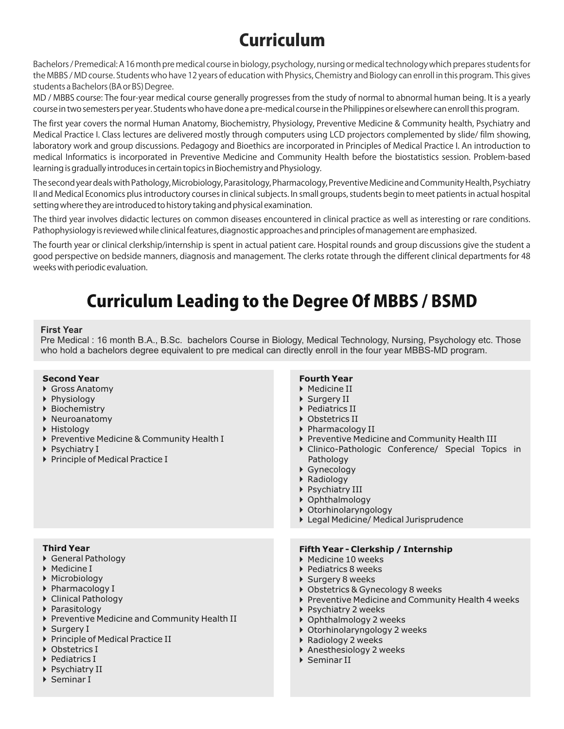# Curriculum

Bachelors / Premedical: A 16 month pre medical course in biology, psychology, nursing or medical technology which prepares students for the MBBS / MD course. Students who have 12 years of education with Physics, Chemistry and Biology can enroll in this program. This gives students a Bachelors (BA or BS) Degree.

MD / MBBS course: The four-year medical course generally progresses from the study of normal to abnormal human being. It is a yearly course in two semesters per year. Students who have done a pre-medical course in the Philippines or elsewhere can enroll this program.

The first year covers the normal Human Anatomy, Biochemistry, Physiology, Preventive Medicine & Community health, Psychiatry and Medical Practice I. Class lectures are delivered mostly through computers using LCD projectors complemented by slide/ film showing, laboratory work and group discussions. Pedagogy and Bioethics are incorporated in Principles of Medical Practice I. An introduction to medical Informatics is incorporated in Preventive Medicine and Community Health before the biostatistics session. Problem-based learning is gradually introduces in certain topics in Biochemistry and Physiology.

The second year deals with Pathology, Microbiology, Parasitology, Pharmacology, Preventive Medicine and Community Health, Psychiatry II and Medical Economics plus introductory courses in clinical subjects. In small groups, students begin to meet patients in actual hospital setting where they are introduced to history taking and physical examination.

The third year involves didactic lectures on common diseases encountered in clinical practice as well as interesting or rare conditions. Pathophysiology is reviewed while clinical features, diagnostic approaches and principles of management are emphasized.

The fourth year or clinical clerkship/internship is spent in actual patient care. Hospital rounds and group discussions give the student a good perspective on bedside manners, diagnosis and management. The clerks rotate through the different clinical departments for 48 weeks with periodic evaluation.

# Curriculum Leading to the Degree Of MBBS / BSMD

**First Year**

Pre Medical : 16 month B.A., B.Sc. bachelors Course in Biology, Medical Technology, Nursing, Psychology etc. Those who hold a bachelors degree equivalent to pre medical can directly enroll in the four year MBBS-MD program.

**Second Year**

- Gross Anatomy
- Physiology
- Biochemistry
- Neuroanatomy
- Histology
- Preventive Medicine & Community Health I
- Psychiatry I
- Principle of Medical Practice I

**Third Year**

- General Pathology
- Medicine I
- Microbiology
- Pharmacology I
- Clinical Pathology
- Parasitology
- Preventive Medicine and Community Health II
- Surgery I
- Principle of Medical Practice II
- Obstetrics I
- Pediatrics I
- Psychiatry II
- Seminar I

**Fourth Year**

- Medicine II
- Surgery II
- Pediatrics II
- Obstetrics II
- Pharmacology II
- Preventive Medicine and Community Health III
- Clinico-Pathologic Conference/ Special Topics in Pathology
- Gynecology
- Radiology
- Psychiatry III
- Ophthalmology
- Otorhinolaryngology
- Legal Medicine/ Medical Jurisprudence

**Fifth Year - Clerkship / Internship**

- Medicine 10 weeks
- Pediatrics 8 weeks
- Surgery 8 weeks
- Obstetrics & Gynecology 8 weeks
- Preventive Medicine and Community Health 4 weeks
- Psychiatry 2 weeks
- Ophthalmology 2 weeks
- Otorhinolaryngology 2 weeks
- Radiology 2 weeks
- Anesthesiology 2 weeks
- Seminar II